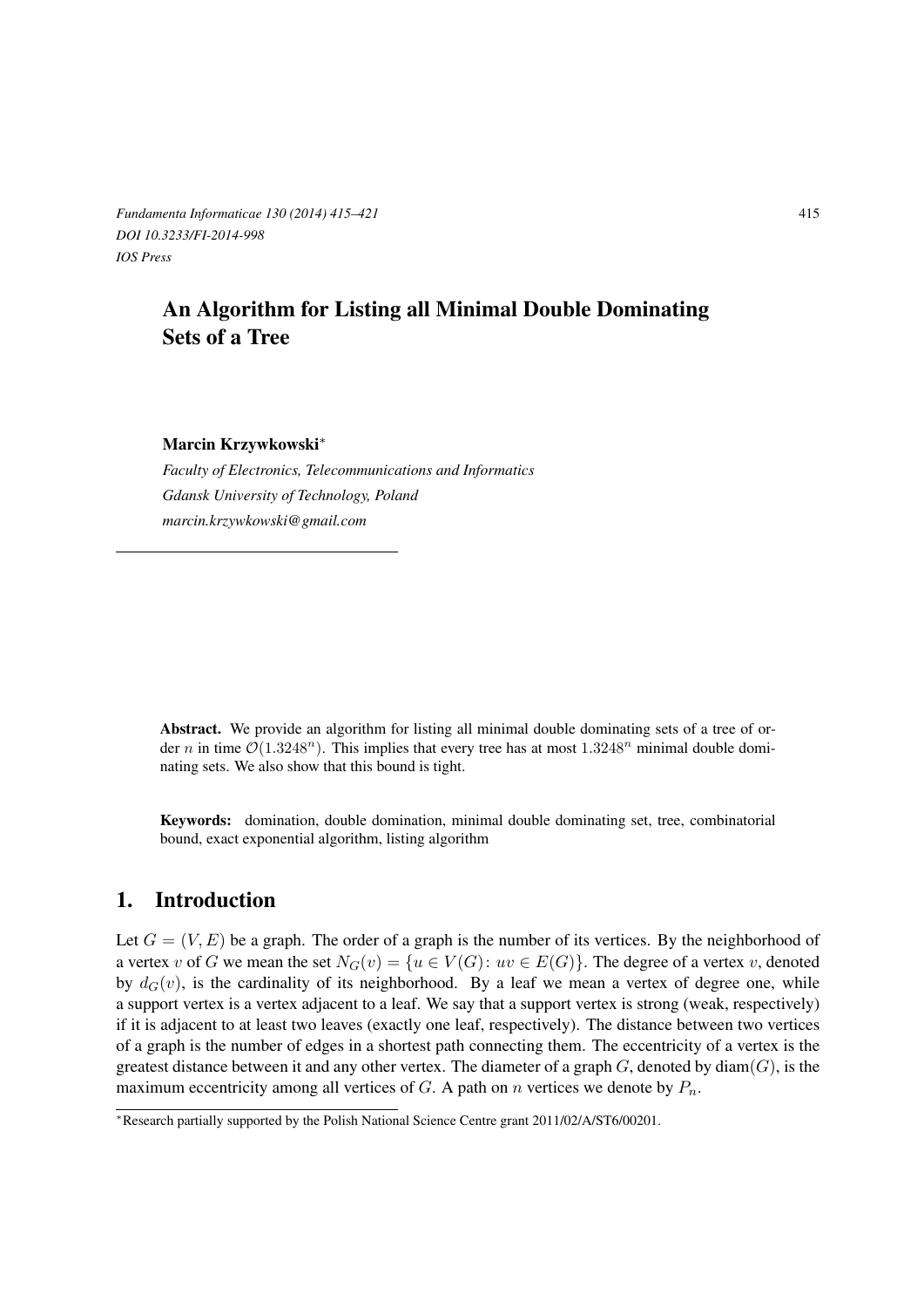# An Algorithm for Listing all Minimal Double Dominating Sets of a Tree

**Marcin Krzywkowski***

*Faculty of Electronics, Telecommunications and Informatics*
*Gdansk University of Technology, Poland*
*marcin.krzywkowski@gmail.com*

---

**Abstract.** We provide an algorithm for listing all minimal double dominating sets of a tree of order $n$ in time $\mathcal{O}(1.3248^n)$. This implies that every tree has at most $1.3248^n$ minimal double dominating sets. We also show that this bound is tight.

**Keywords:** domination, double domination, minimal double dominating set, tree, combinatorial bound, exact exponential algorithm, listing algorithm

## 1. Introduction

Let $G = (V, E)$ be a graph. The order of a graph is the number of its vertices. By the neighborhood of a vertex $v$ of $G$ we mean the set $N_G(v) = \{u \in V(G) \colon uv \in E(G)\}$. The degree of a vertex $v$, denoted by $d_G(v)$, is the cardinality of its neighborhood. By a leaf we mean a vertex of degree one, while a support vertex is a vertex adjacent to a leaf. We say that a support vertex is strong (weak, respectively) if it is adjacent to at least two leaves (exactly one leaf, respectively). The distance between two vertices of a graph is the number of edges in a shortest path connecting them. The eccentricity of a vertex is the greatest distance between it and any other vertex. The diameter of a graph $G$, denoted by $\operatorname{diam}(G)$, is the maximum eccentricity among all vertices of $G$. A path on $n$ vertices we denote by $P_n$.

---

*Research partially supported by the Polish National Science Centre grant 2011/02/A/ST6/00201.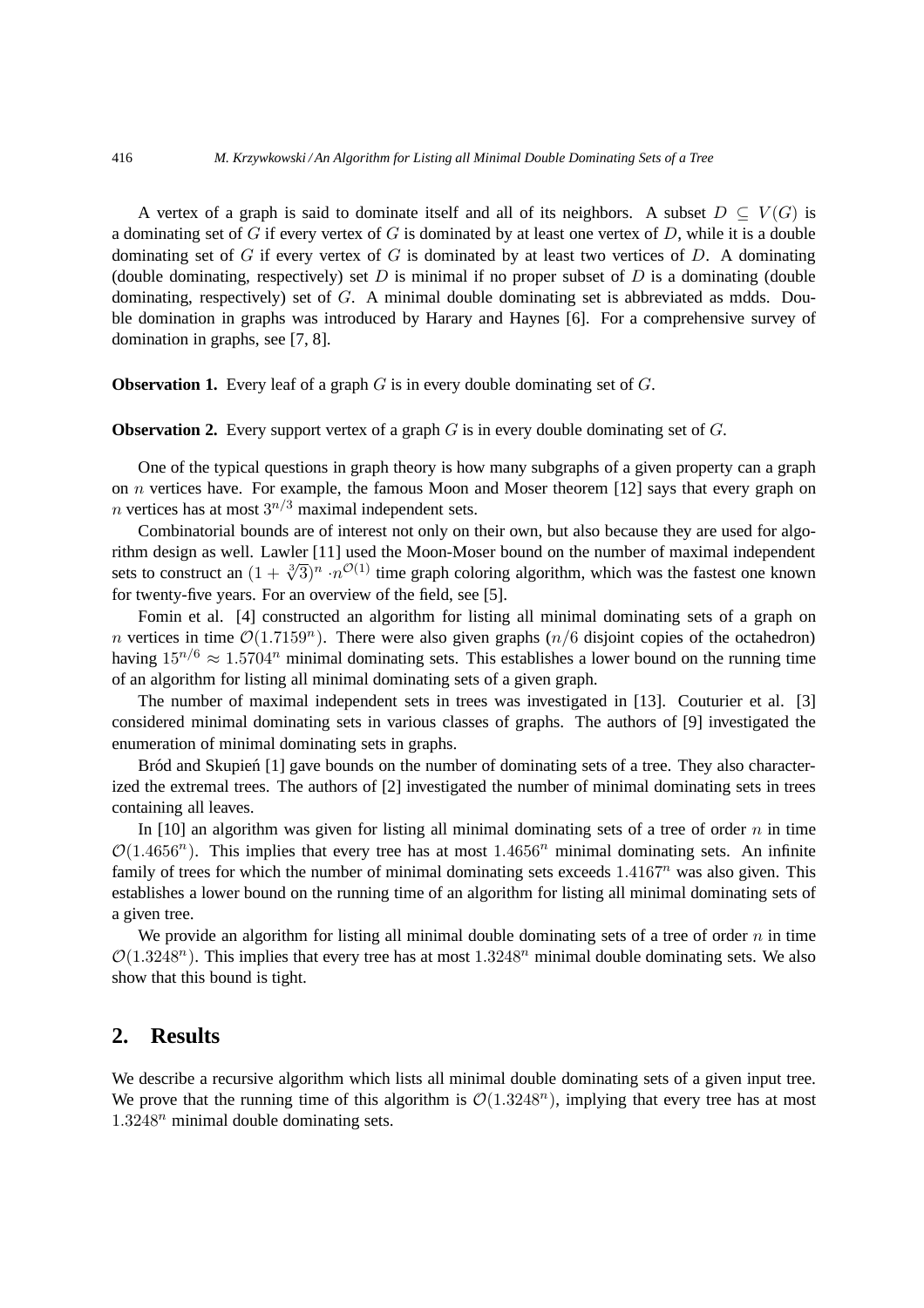A vertex of a graph is said to dominate itself and all of its neighbors. A subset $D \subseteq V(G)$ is a dominating set of $G$ if every vertex of $G$ is dominated by at least one vertex of $D$, while it is a double dominating set of $G$ if every vertex of $G$ is dominated by at least two vertices of $D$. A dominating (double dominating, respectively) set $D$ is minimal if no proper subset of $D$ is a dominating (double dominating, respectively) set of $G$. A minimal double dominating set is abbreviated as mdds. Double domination in graphs was introduced by Harary and Haynes [6]. For a comprehensive survey of domination in graphs, see [7, 8].

**Observation 1.** Every leaf of a graph $G$ is in every double dominating set of $G$.

**Observation 2.** Every support vertex of a graph $G$ is in every double dominating set of $G$.

One of the typical questions in graph theory is how many subgraphs of a given property can a graph on $n$ vertices have. For example, the famous Moon and Moser theorem [12] says that every graph on $n$ vertices has at most $3^{n/3}$ maximal independent sets.

Combinatorial bounds are of interest not only on their own, but also because they are used for algorithm design as well. Lawler [11] used the Moon-Moser bound on the number of maximal independent sets to construct an $(1 + \sqrt[3]{3})^n \cdot n^{\mathcal{O}(1)}$ time graph coloring algorithm, which was the fastest one known for twenty-five years. For an overview of the field, see [5].

Fomin et al. [4] constructed an algorithm for listing all minimal dominating sets of a graph on $n$ vertices in time $\mathcal{O}(1.7159^n)$. There were also given graphs ($n/6$ disjoint copies of the octahedron) having $15^{n/6} \approx 1.5704^n$ minimal dominating sets. This establishes a lower bound on the running time of an algorithm for listing all minimal dominating sets of a given graph.

The number of maximal independent sets in trees was investigated in [13]. Couturier et al. [3] considered minimal dominating sets in various classes of graphs. The authors of [9] investigated the enumeration of minimal dominating sets in graphs.

Bród and Skupień [1] gave bounds on the number of dominating sets of a tree. They also characterized the extremal trees. The authors of [2] investigated the number of minimal dominating sets in trees containing all leaves.

In [10] an algorithm was given for listing all minimal dominating sets of a tree of order $n$ in time $\mathcal{O}(1.4656^n)$. This implies that every tree has at most $1.4656^n$ minimal dominating sets. An infinite family of trees for which the number of minimal dominating sets exceeds $1.4167^n$ was also given. This establishes a lower bound on the running time of an algorithm for listing all minimal dominating sets of a given tree.

We provide an algorithm for listing all minimal double dominating sets of a tree of order $n$ in time $\mathcal{O}(1.3248^n)$. This implies that every tree has at most $1.3248^n$ minimal double dominating sets. We also show that this bound is tight.

## 2. Results

We describe a recursive algorithm which lists all minimal double dominating sets of a given input tree. We prove that the running time of this algorithm is $\mathcal{O}(1.3248^n)$, implying that every tree has at most $1.3248^n$ minimal double dominating sets.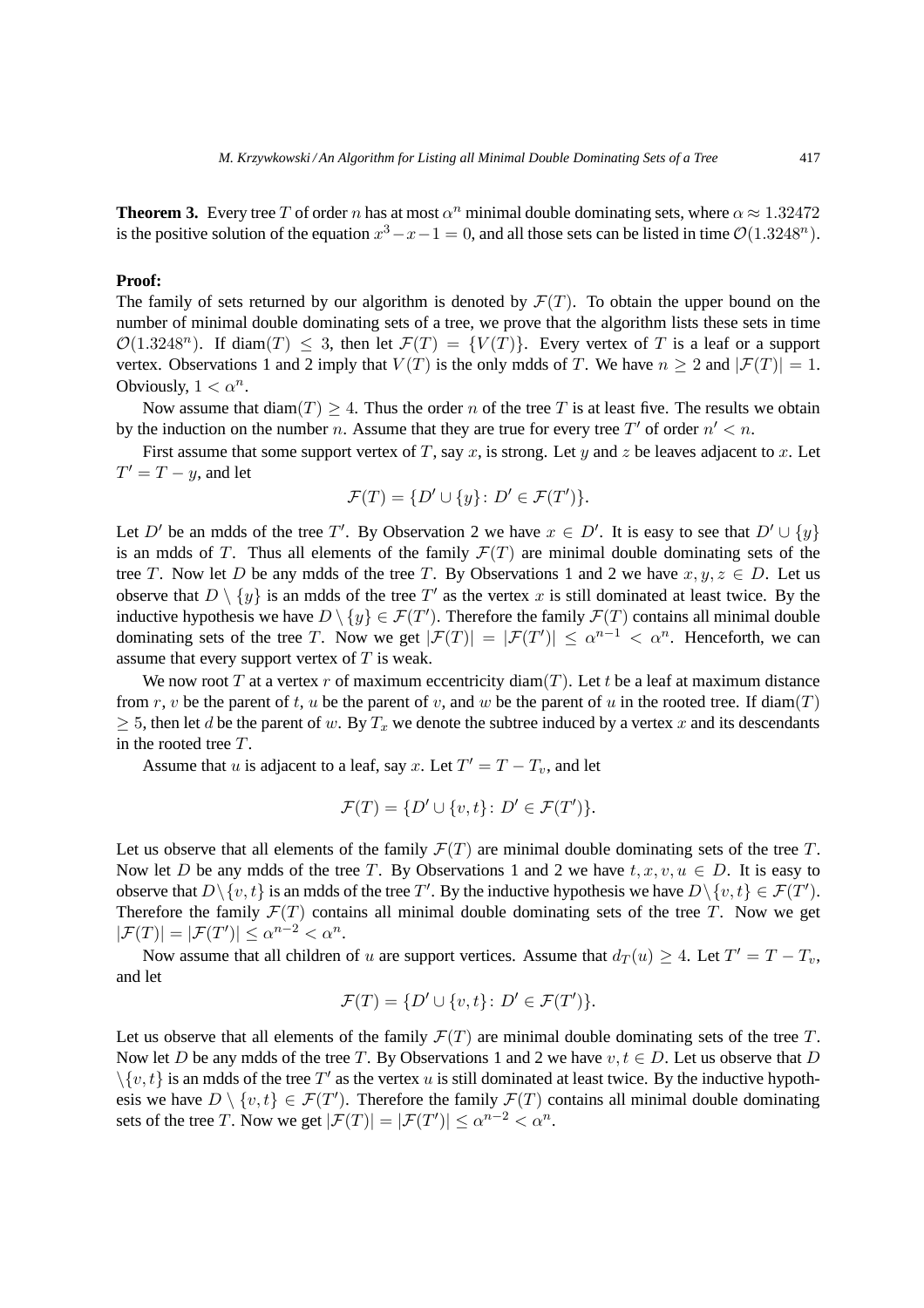**Theorem 3.** Every tree $T$ of order $n$ has at most $\alpha^n$ minimal double dominating sets, where $\alpha \approx 1.32472$ is the positive solution of the equation $x^3 - x - 1 = 0$, and all those sets can be listed in time $\mathcal{O}(1.3248^n)$.

**Proof:**

The family of sets returned by our algorithm is denoted by $\mathcal{F}(T)$. To obtain the upper bound on the number of minimal double dominating sets of a tree, we prove that the algorithm lists these sets in time $\mathcal{O}(1.3248^n)$. If $\text{diam}(T) \leq 3$, then let $\mathcal{F}(T) = \{V(T)\}$. Every vertex of $T$ is a leaf or a support vertex. Observations 1 and 2 imply that $V(T)$ is the only mdds of $T$. We have $n \geq 2$ and $|\mathcal{F}(T)| = 1$. Obviously, $1 < \alpha^n$.

Now assume that $\text{diam}(T) \geq 4$. Thus the order $n$ of the tree $T$ is at least five. The results we obtain by the induction on the number $n$. Assume that they are true for every tree $T'$ of order $n' < n$.

First assume that some support vertex of $T$, say $x$, is strong. Let $y$ and $z$ be leaves adjacent to $x$. Let $T' = T - y$, and let

$$\mathcal{F}(T) = \{D' \cup \{y\} \colon D' \in \mathcal{F}(T')\}.$$

Let $D'$ be an mdds of the tree $T'$. By Observation 2 we have $x \in D'$. It is easy to see that $D' \cup \{y\}$ is an mdds of $T$. Thus all elements of the family $\mathcal{F}(T)$ are minimal double dominating sets of the tree $T$. Now let $D$ be any mdds of the tree $T$. By Observations 1 and 2 we have $x, y, z \in D$. Let us observe that $D \setminus \{y\}$ is an mdds of the tree $T'$ as the vertex $x$ is still dominated at least twice. By the inductive hypothesis we have $D \setminus \{y\} \in \mathcal{F}(T')$. Therefore the family $\mathcal{F}(T)$ contains all minimal double dominating sets of the tree $T$. Now we get $|\mathcal{F}(T)| = |\mathcal{F}(T')| \leq \alpha^{n-1} < \alpha^n$. Henceforth, we can assume that every support vertex of $T$ is weak.

We now root $T$ at a vertex $r$ of maximum eccentricity $\text{diam}(T)$. Let $t$ be a leaf at maximum distance from $r$, $v$ be the parent of $t$, $u$ be the parent of $v$, and $w$ be the parent of $u$ in the rooted tree. If $\text{diam}(T) \geq 5$, then let $d$ be the parent of $w$. By $T_x$ we denote the subtree induced by a vertex $x$ and its descendants in the rooted tree $T$.

Assume that $u$ is adjacent to a leaf, say $x$. Let $T' = T - T_v$, and let

$$\mathcal{F}(T) = \{D' \cup \{v, t\} \colon D' \in \mathcal{F}(T')\}.$$

Let us observe that all elements of the family $\mathcal{F}(T)$ are minimal double dominating sets of the tree $T$. Now let $D$ be any mdds of the tree $T$. By Observations 1 and 2 we have $t, x, v, u \in D$. It is easy to observe that $D \setminus \{v, t\}$ is an mdds of the tree $T'$. By the inductive hypothesis we have $D \setminus \{v, t\} \in \mathcal{F}(T')$. Therefore the family $\mathcal{F}(T)$ contains all minimal double dominating sets of the tree $T$. Now we get $|\mathcal{F}(T)| = |\mathcal{F}(T')| \leq \alpha^{n-2} < \alpha^n$.

Now assume that all children of $u$ are support vertices. Assume that $d_T(u) \geq 4$. Let $T' = T - T_v$, and let

$$\mathcal{F}(T) = \{D' \cup \{v, t\} \colon D' \in \mathcal{F}(T')\}.$$

Let us observe that all elements of the family $\mathcal{F}(T)$ are minimal double dominating sets of the tree $T$. Now let $D$ be any mdds of the tree $T$. By Observations 1 and 2 we have $v, t \in D$. Let us observe that $D \setminus \{v, t\}$ is an mdds of the tree $T'$ as the vertex $u$ is still dominated at least twice. By the inductive hypothesis we have $D \setminus \{v, t\} \in \mathcal{F}(T')$. Therefore the family $\mathcal{F}(T)$ contains all minimal double dominating sets of the tree $T$. Now we get $|\mathcal{F}(T)| = |\mathcal{F}(T')| \leq \alpha^{n-2} < \alpha^n$.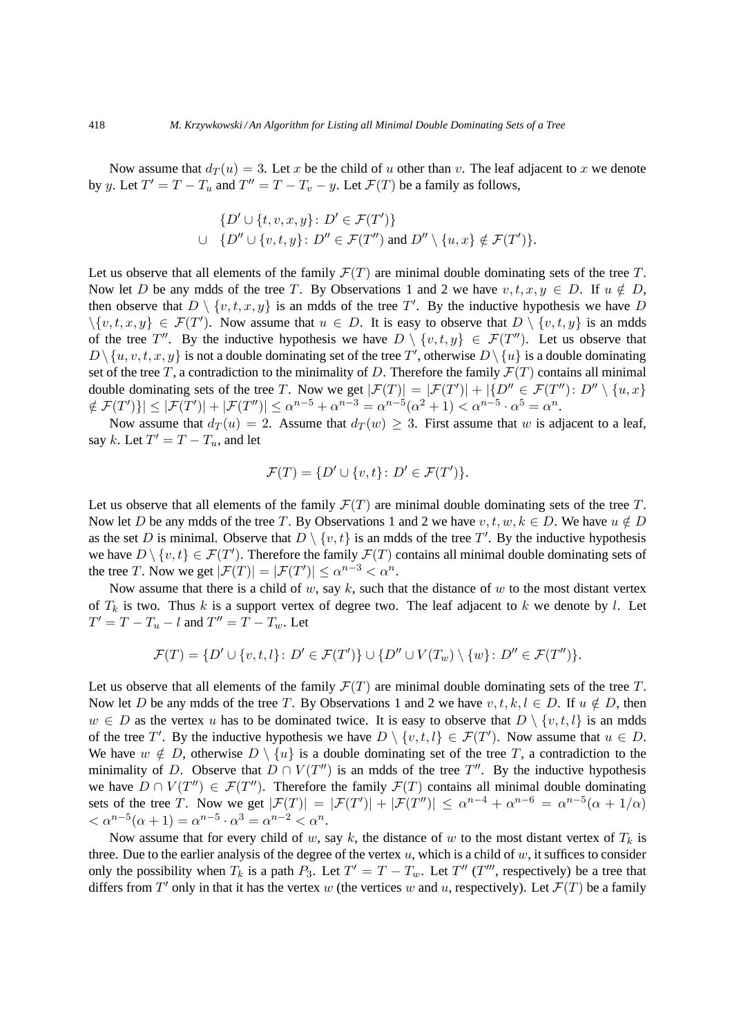Now assume that $d_T(u) = 3$. Let $x$ be the child of $u$ other than $v$. The leaf adjacent to $x$ we denote by $y$. Let $T' = T - T_u$ and $T'' = T - T_v - y$. Let $\mathcal{F}(T)$ be a family as follows,

$$\begin{aligned} &\{D' \cup \{t, v, x, y\} \colon D' \in \mathcal{F}(T')\} \\ \cup \quad &\{D'' \cup \{v, t, y\} \colon D'' \in \mathcal{F}(T'') \text{ and } D'' \setminus \{u, x\} \notin \mathcal{F}(T')\}. \end{aligned}$$

Let us observe that all elements of the family $\mathcal{F}(T)$ are minimal double dominating sets of the tree $T$. Now let $D$ be any mdds of the tree $T$. By Observations 1 and 2 we have $v, t, x, y \in D$. If $u \notin D$, then observe that $D \setminus \{v, t, x, y\}$ is an mdds of the tree $T'$. By the inductive hypothesis we have $D \setminus \{v, t, x, y\} \in \mathcal{F}(T')$. Now assume that $u \in D$. It is easy to observe that $D \setminus \{v, t, y\}$ is an mdds of the tree $T''$. By the inductive hypothesis we have $D \setminus \{v, t, y\} \in \mathcal{F}(T'')$. Let us observe that $D \setminus \{u, v, t, x, y\}$ is not a double dominating set of the tree $T'$, otherwise $D \setminus \{u\}$ is a double dominating set of the tree $T$, a contradiction to the minimality of $D$. Therefore the family $\mathcal{F}(T)$ contains all minimal double dominating sets of the tree $T$. Now we get $|\mathcal{F}(T)| = |\mathcal{F}(T')| + |\{D'' \in \mathcal{F}(T'') \colon D'' \setminus \{u, x\} \notin \mathcal{F}(T')\}| \le |\mathcal{F}(T')| + |\mathcal{F}(T'')| \le \alpha^{n-5} + \alpha^{n-3} = \alpha^{n-5}(\alpha^2 + 1) < \alpha^{n-5} \cdot \alpha^5 = \alpha^n$.

Now assume that $d_T(u) = 2$. Assume that $d_T(w) \ge 3$. First assume that $w$ is adjacent to a leaf, say $k$. Let $T' = T - T_u$, and let

$$\mathcal{F}(T) = \{D' \cup \{v, t\} \colon D' \in \mathcal{F}(T')\}.$$

Let us observe that all elements of the family $\mathcal{F}(T)$ are minimal double dominating sets of the tree $T$. Now let $D$ be any mdds of the tree $T$. By Observations 1 and 2 we have $v, t, w, k \in D$. We have $u \notin D$ as the set $D$ is minimal. Observe that $D \setminus \{v, t\}$ is an mdds of the tree $T'$. By the inductive hypothesis we have $D \setminus \{v, t\} \in \mathcal{F}(T')$. Therefore the family $\mathcal{F}(T)$ contains all minimal double dominating sets of the tree $T$. Now we get $|\mathcal{F}(T)| = |\mathcal{F}(T')| \le \alpha^{n-3} < \alpha^n$.

Now assume that there is a child of $w$, say $k$, such that the distance of $w$ to the most distant vertex of $T_k$ is two. Thus $k$ is a support vertex of degree two. The leaf adjacent to $k$ we denote by $l$. Let $T' = T - T_u - l$ and $T'' = T - T_w$. Let

$$\mathcal{F}(T) = \{D' \cup \{v, t, l\} \colon D' \in \mathcal{F}(T')\} \cup \{D'' \cup V(T_w) \setminus \{w\} \colon D'' \in \mathcal{F}(T'')\}.$$

Let us observe that all elements of the family $\mathcal{F}(T)$ are minimal double dominating sets of the tree $T$. Now let $D$ be any mdds of the tree $T$. By Observations 1 and 2 we have $v, t, k, l \in D$. If $u \notin D$, then $w \in D$ as the vertex $u$ has to be dominated twice. It is easy to observe that $D \setminus \{v, t, l\}$ is an mdds of the tree $T'$. By the inductive hypothesis we have $D \setminus \{v, t, l\} \in \mathcal{F}(T')$. Now assume that $u \in D$. We have $w \notin D$, otherwise $D \setminus \{u\}$ is a double dominating set of the tree $T$, a contradiction to the minimality of $D$. Observe that $D \cap V(T'')$ is an mdds of the tree $T''$. By the inductive hypothesis we have $D \cap V(T'') \in \mathcal{F}(T'')$. Therefore the family $\mathcal{F}(T)$ contains all minimal double dominating sets of the tree $T$. Now we get $|\mathcal{F}(T)| = |\mathcal{F}(T')| + |\mathcal{F}(T'')| \le \alpha^{n-4} + \alpha^{n-6} = \alpha^{n-5}(\alpha + 1/\alpha) < \alpha^{n-5}(\alpha + 1) = \alpha^{n-5} \cdot \alpha^3 = \alpha^{n-2} < \alpha^n$.

Now assume that for every child of $w$, say $k$, the distance of $w$ to the most distant vertex of $T_k$ is three. Due to the earlier analysis of the degree of the vertex $u$, which is a child of $w$, it suffices to consider only the possibility when $T_k$ is a path $P_3$. Let $T' = T - T_w$. Let $T''$ ($T'''$, respectively) be a tree that differs from $T'$ only in that it has the vertex $w$ (the vertices $w$ and $u$, respectively). Let $\mathcal{F}(T)$ be a family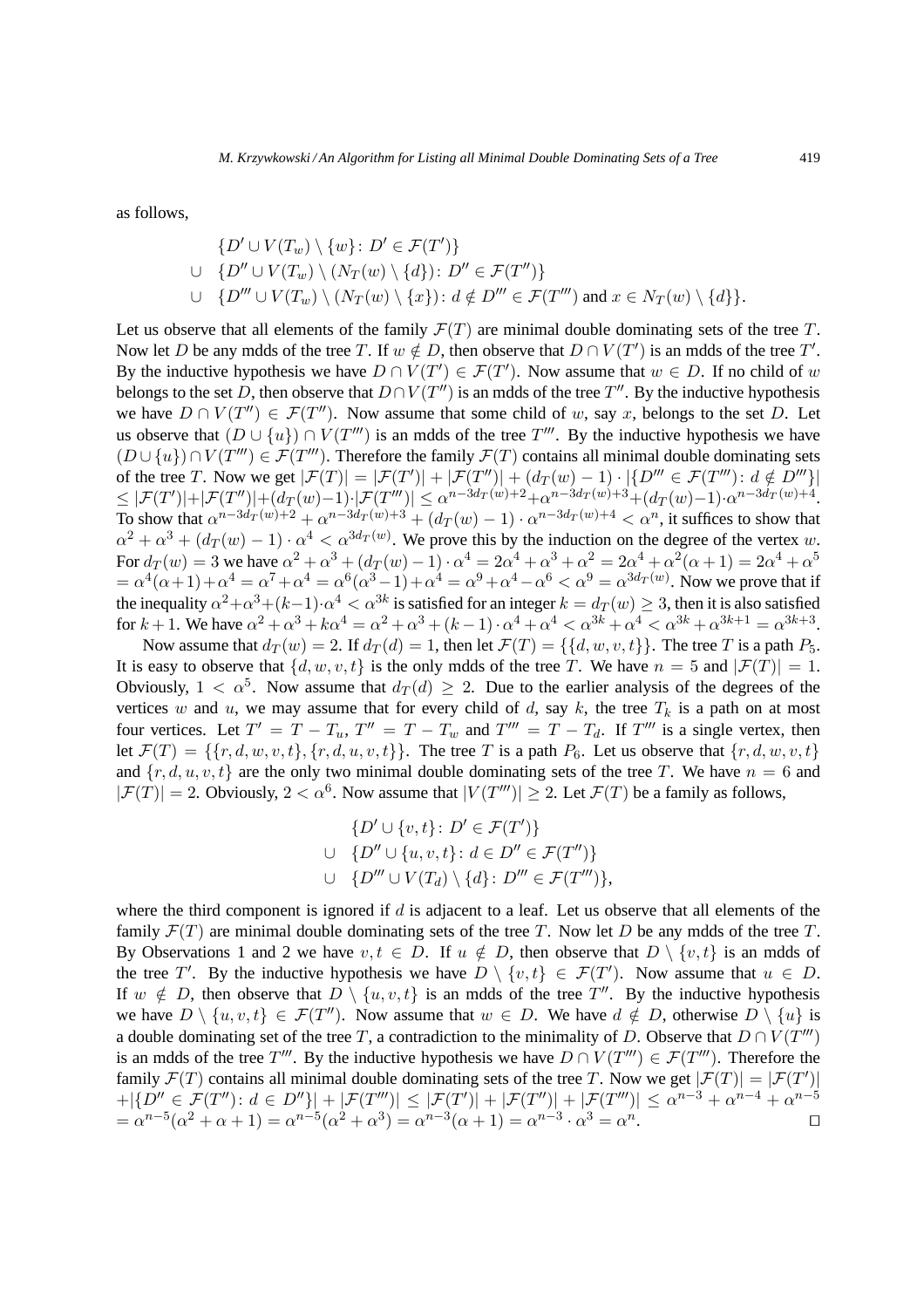as follows,

$$
\begin{aligned}
&\{D' \cup V(T_w) \setminus \{w\} \colon D' \in \mathcal{F}(T')\} \\
\cup\ \ &\{D'' \cup V(T_w) \setminus (N_T(w) \setminus \{d\}) \colon D'' \in \mathcal{F}(T'')\} \\
\cup\ \ &\{D''' \cup V(T_w) \setminus (N_T(w) \setminus \{x\}) \colon d \notin D''' \in \mathcal{F}(T''') \text{ and } x \in N_T(w) \setminus \{d\}\}.
\end{aligned}
$$

Let us observe that all elements of the family $\mathcal{F}(T)$ are minimal double dominating sets of the tree $T$. Now let $D$ be any mdds of the tree $T$. If $w \notin D$, then observe that $D \cap V(T')$ is an mdds of the tree $T'$. By the inductive hypothesis we have $D \cap V(T') \in \mathcal{F}(T')$. Now assume that $w \in D$. If no child of $w$ belongs to the set $D$, then observe that $D \cap V(T'')$ is an mdds of the tree $T''$. By the inductive hypothesis we have $D \cap V(T'') \in \mathcal{F}(T'')$. Now assume that some child of $w$, say $x$, belongs to the set $D$. Let us observe that $(D \cup \{u\}) \cap V(T''')$ is an mdds of the tree $T'''$. By the inductive hypothesis we have $(D \cup \{u\}) \cap V(T''') \in \mathcal{F}(T''')$. Therefore the family $\mathcal{F}(T)$ contains all minimal double dominating sets of the tree $T$. Now we get $|\mathcal{F}(T)| = |\mathcal{F}(T')| + |\mathcal{F}(T'')| + (d_T(w) - 1) \cdot |\{D''' \in \mathcal{F}(T''') \colon d \notin D'''\}|$ $\le |\mathcal{F}(T')| + |\mathcal{F}(T'')| + (d_T(w)-1) \cdot |\mathcal{F}(T''')| \le \alpha^{n-3d_T(w)+2} + \alpha^{n-3d_T(w)+3} + (d_T(w)-1) \cdot \alpha^{n-3d_T(w)+4}$. To show that $\alpha^{n-3d_T(w)+2} + \alpha^{n-3d_T(w)+3} + (d_T(w)-1) \cdot \alpha^{n-3d_T(w)+4} < \alpha^n$, it suffices to show that $\alpha^2 + \alpha^3 + (d_T(w)-1) \cdot \alpha^4 < \alpha^{3d_T(w)}$. We prove this by the induction on the degree of the vertex $w$. For $d_T(w) = 3$ we have $\alpha^2 + \alpha^3 + (d_T(w)-1) \cdot \alpha^4 = 2\alpha^4 + \alpha^3 + \alpha^2 = 2\alpha^4 + \alpha^2(\alpha+1) = 2\alpha^4 + \alpha^5$ $= \alpha^4(\alpha+1) + \alpha^4 = \alpha^7 + \alpha^4 = \alpha^6(\alpha^3-1) + \alpha^4 = \alpha^9 + \alpha^4 - \alpha^6 < \alpha^9 = \alpha^{3d_T(w)}$. Now we prove that if the inequality $\alpha^2 + \alpha^3 + (k-1) \cdot \alpha^4 < \alpha^{3k}$ is satisfied for an integer $k = d_T(w) \ge 3$, then it is also satisfied for $k+1$. We have $\alpha^2 + \alpha^3 + k\alpha^4 = \alpha^2 + \alpha^3 + (k-1) \cdot \alpha^4 + \alpha^4 < \alpha^{3k} + \alpha^4 < \alpha^{3k} + \alpha^{3k+1} = \alpha^{3k+3}$.

Now assume that $d_T(w) = 2$. If $d_T(d) = 1$, then let $\mathcal{F}(T) = \{\{d, w, v, t\}\}$. The tree $T$ is a path $P_5$. It is easy to observe that $\{d, w, v, t\}$ is the only mdds of the tree $T$. We have $n = 5$ and $|\mathcal{F}(T)| = 1$. Obviously, $1 < \alpha^5$. Now assume that $d_T(d) \ge 2$. Due to the earlier analysis of the degrees of the vertices $w$ and $u$, we may assume that for every child of $d$, say $k$, the tree $T_k$ is a path on at most four vertices. Let $T' = T - T_u$, $T'' = T - T_w$ and $T''' = T - T_d$. If $T'''$ is a single vertex, then let $\mathcal{F}(T) = \{\{r, d, w, v, t\}, \{r, d, u, v, t\}\}$. The tree $T$ is a path $P_6$. Let us observe that $\{r, d, w, v, t\}$ and $\{r, d, u, v, t\}$ are the only two minimal double dominating sets of the tree $T$. We have $n = 6$ and $|\mathcal{F}(T)| = 2$. Obviously, $2 < \alpha^6$. Now assume that $|V(T''')| \ge 2$. Let $\mathcal{F}(T)$ be a family as follows,

$$
\begin{aligned}
&\{D' \cup \{v, t\} \colon D' \in \mathcal{F}(T')\} \\
\cup\ \ &\{D'' \cup \{u, v, t\} \colon d \in D'' \in \mathcal{F}(T'')\} \\
\cup\ \ &\{D''' \cup V(T_d) \setminus \{d\} \colon D''' \in \mathcal{F}(T''')\},
\end{aligned}
$$

where the third component is ignored if $d$ is adjacent to a leaf. Let us observe that all elements of the family $\mathcal{F}(T)$ are minimal double dominating sets of the tree $T$. Now let $D$ be any mdds of the tree $T$. By Observations 1 and 2 we have $v, t \in D$. If $u \notin D$, then observe that $D \setminus \{v, t\}$ is an mdds of the tree $T'$. By the inductive hypothesis we have $D \setminus \{v, t\} \in \mathcal{F}(T')$. Now assume that $u \in D$. If $w \notin D$, then observe that $D \setminus \{u, v, t\}$ is an mdds of the tree $T''$. By the inductive hypothesis we have $D \setminus \{u, v, t\} \in \mathcal{F}(T'')$. Now assume that $w \in D$. We have $d \notin D$, otherwise $D \setminus \{u\}$ is a double dominating set of the tree $T$, a contradiction to the minimality of $D$. Observe that $D \cap V(T''')$ is an mdds of the tree $T'''$. By the inductive hypothesis we have $D \cap V(T''') \in \mathcal{F}(T''')$. Therefore the family $\mathcal{F}(T)$ contains all minimal double dominating sets of the tree $T$. Now we get $|\mathcal{F}(T)| = |\mathcal{F}(T')|$ $+ |\{D'' \in \mathcal{F}(T'') \colon d \in D''\}| + |\mathcal{F}(T''')| \le |\mathcal{F}(T')| + |\mathcal{F}(T'')| + |\mathcal{F}(T''')| \le \alpha^{n-3} + \alpha^{n-4} + \alpha^{n-5}$ $= \alpha^{n-5}(\alpha^2 + \alpha + 1) = \alpha^{n-5}(\alpha^2 + \alpha^3) = \alpha^{n-3}(\alpha + 1) = \alpha^{n-3} \cdot \alpha^3 = \alpha^n$. $\square$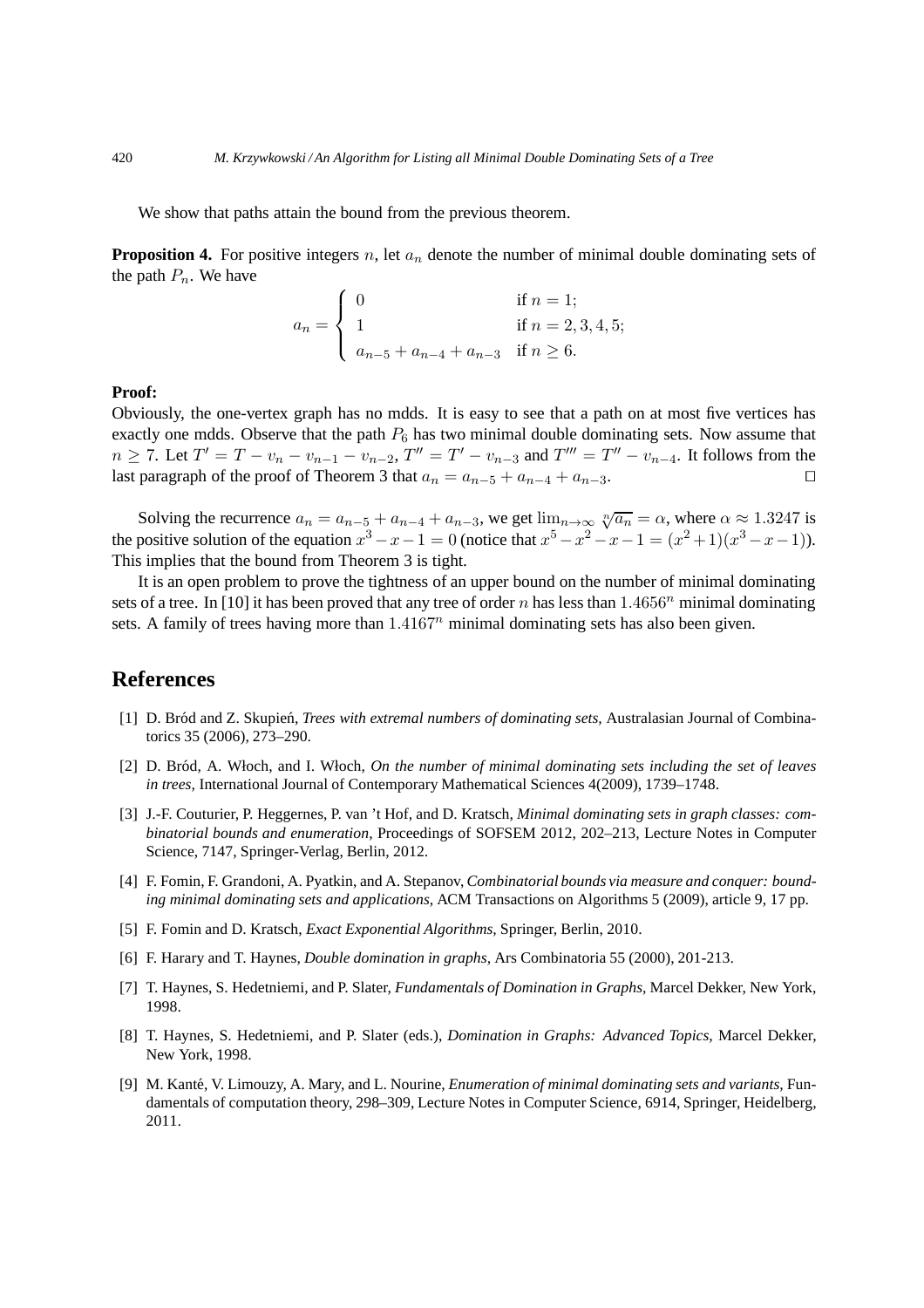We show that paths attain the bound from the previous theorem.

**Proposition 4.** For positive integers $n$, let $a_n$ denote the number of minimal double dominating sets of the path $P_n$. We have

$$a_n = \begin{cases} 0 & \text{if } n = 1; \\ 1 & \text{if } n = 2, 3, 4, 5; \\ a_{n-5} + a_{n-4} + a_{n-3} & \text{if } n \geq 6. \end{cases}$$

**Proof:**
Obviously, the one-vertex graph has no mdds. It is easy to see that a path on at most five vertices has exactly one mdds. Observe that the path $P_6$ has two minimal double dominating sets. Now assume that $n \geq 7$. Let $T' = T - v_n - v_{n-1} - v_{n-2}$, $T'' = T' - v_{n-3}$ and $T''' = T'' - v_{n-4}$. It follows from the last paragraph of the proof of Theorem 3 that $a_n = a_{n-5} + a_{n-4} + a_{n-3}$. □

Solving the recurrence $a_n = a_{n-5} + a_{n-4} + a_{n-3}$, we get $\lim_{n\to\infty} \sqrt[n]{a_n} = \alpha$, where $\alpha \approx 1.3247$ is the positive solution of the equation $x^3 - x - 1 = 0$ (notice that $x^5 - x^2 - x - 1 = (x^2+1)(x^3 - x - 1)$). This implies that the bound from Theorem 3 is tight.

It is an open problem to prove the tightness of an upper bound on the number of minimal dominating sets of a tree. In [10] it has been proved that any tree of order $n$ has less than $1.4656^n$ minimal dominating sets. A family of trees having more than $1.4167^n$ minimal dominating sets has also been given.

## References

[1] D. Bród and Z. Skupień, *Trees with extremal numbers of dominating sets,* Australasian Journal of Combinatorics 35 (2006), 273–290.

[2] D. Bród, A. Włoch, and I. Włoch, *On the number of minimal dominating sets including the set of leaves in trees,* International Journal of Contemporary Mathematical Sciences 4(2009), 1739–1748.

[3] J.-F. Couturier, P. Heggernes, P. van 't Hof, and D. Kratsch, *Minimal dominating sets in graph classes: combinatorial bounds and enumeration,* Proceedings of SOFSEM 2012, 202–213, Lecture Notes in Computer Science, 7147, Springer-Verlag, Berlin, 2012.

[4] F. Fomin, F. Grandoni, A. Pyatkin, and A. Stepanov, *Combinatorial bounds via measure and conquer: bounding minimal dominating sets and applications,* ACM Transactions on Algorithms 5 (2009), article 9, 17 pp.

[5] F. Fomin and D. Kratsch, *Exact Exponential Algorithms,* Springer, Berlin, 2010.

[6] F. Harary and T. Haynes, *Double domination in graphs,* Ars Combinatoria 55 (2000), 201-213.

[7] T. Haynes, S. Hedetniemi, and P. Slater, *Fundamentals of Domination in Graphs,* Marcel Dekker, New York, 1998.

[8] T. Haynes, S. Hedetniemi, and P. Slater (eds.), *Domination in Graphs: Advanced Topics,* Marcel Dekker, New York, 1998.

[9] M. Kanté, V. Limouzy, A. Mary, and L. Nourine, *Enumeration of minimal dominating sets and variants,* Fundamentals of computation theory, 298–309, Lecture Notes in Computer Science, 6914, Springer, Heidelberg, 2011.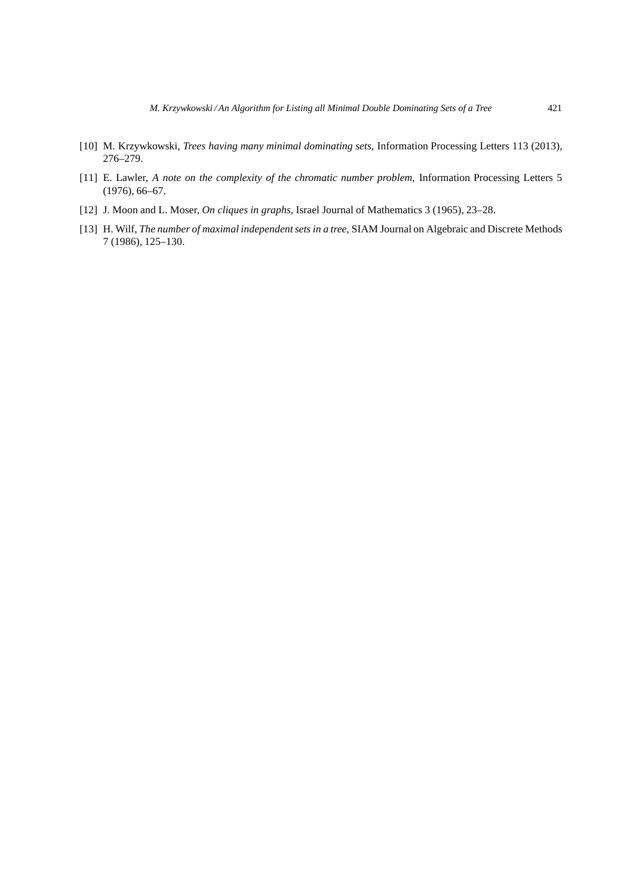[10] M. Krzywkowski, *Trees having many minimal dominating sets*, Information Processing Letters 113 (2013), 276–279.

[11] E. Lawler, *A note on the complexity of the chromatic number problem*, Information Processing Letters 5 (1976), 66–67.

[12] J. Moon and L. Moser, *On cliques in graphs*, Israel Journal of Mathematics 3 (1965), 23–28.

[13] H. Wilf, *The number of maximal independent sets in a tree*, SIAM Journal on Algebraic and Discrete Methods 7 (1986), 125–130.